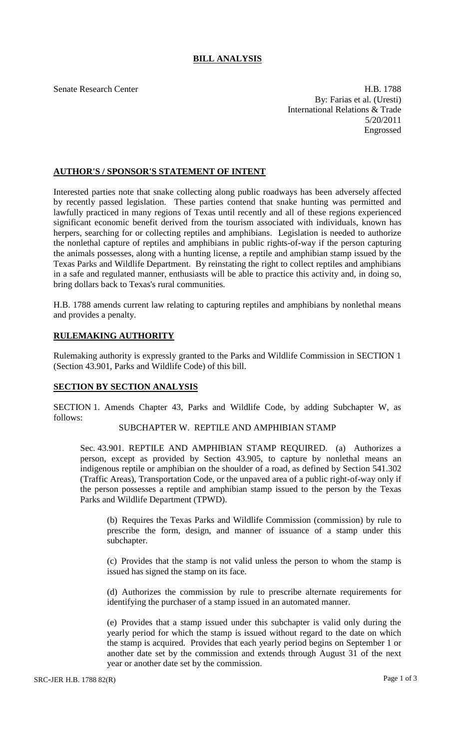# BILL ANALYSIS

Senate Research Center

H.B. 1788
By: Farias et al. (Uresti)
International Relations & Trade
5/20/2011
Engrossed

## AUTHOR'S / SPONSOR'S STATEMENT OF INTENT

Interested parties note that snake collecting along public roadways has been adversely affected by recently passed legislation. These parties contend that snake hunting was permitted and lawfully practiced in many regions of Texas until recently and all of these regions experienced significant economic benefit derived from the tourism associated with individuals, known has herpers, searching for or collecting reptiles and amphibians. Legislation is needed to authorize the nonlethal capture of reptiles and amphibians in public rights-of-way if the person capturing the animals possesses, along with a hunting license, a reptile and amphibian stamp issued by the Texas Parks and Wildlife Department. By reinstating the right to collect reptiles and amphibians in a safe and regulated manner, enthusiasts will be able to practice this activity and, in doing so, bring dollars back to Texas's rural communities.

H.B. 1788 amends current law relating to capturing reptiles and amphibians by nonlethal means and provides a penalty.

## RULEMAKING AUTHORITY

Rulemaking authority is expressly granted to the Parks and Wildlife Commission in SECTION 1 (Section 43.901, Parks and Wildlife Code) of this bill.

## SECTION BY SECTION ANALYSIS

SECTION 1. Amends Chapter 43, Parks and Wildlife Code, by adding Subchapter W, as follows:

SUBCHAPTER W. REPTILE AND AMPHIBIAN STAMP

Sec. 43.901. REPTILE AND AMPHIBIAN STAMP REQUIRED. (a) Authorizes a person, except as provided by Section 43.905, to capture by nonlethal means an indigenous reptile or amphibian on the shoulder of a road, as defined by Section 541.302 (Traffic Areas), Transportation Code, or the unpaved area of a public right-of-way only if the person possesses a reptile and amphibian stamp issued to the person by the Texas Parks and Wildlife Department (TPWD).

(b) Requires the Texas Parks and Wildlife Commission (commission) by rule to prescribe the form, design, and manner of issuance of a stamp under this subchapter.

(c) Provides that the stamp is not valid unless the person to whom the stamp is issued has signed the stamp on its face.

(d) Authorizes the commission by rule to prescribe alternate requirements for identifying the purchaser of a stamp issued in an automated manner.

(e) Provides that a stamp issued under this subchapter is valid only during the yearly period for which the stamp is issued without regard to the date on which the stamp is acquired. Provides that each yearly period begins on September 1 or another date set by the commission and extends through August 31 of the next year or another date set by the commission.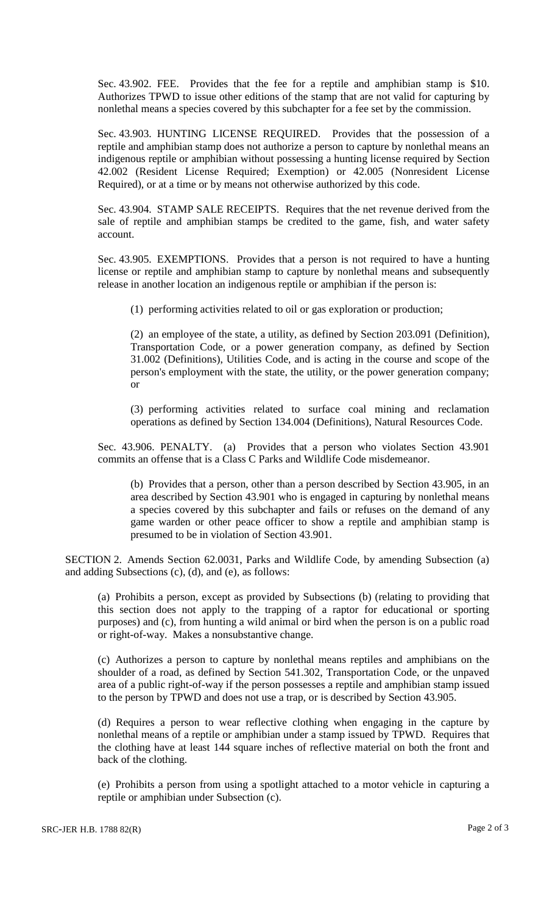Sec. 43.902. FEE. Provides that the fee for a reptile and amphibian stamp is $10. Authorizes TPWD to issue other editions of the stamp that are not valid for capturing by nonlethal means a species covered by this subchapter for a fee set by the commission.

Sec. 43.903. HUNTING LICENSE REQUIRED. Provides that the possession of a reptile and amphibian stamp does not authorize a person to capture by nonlethal means an indigenous reptile or amphibian without possessing a hunting license required by Section 42.002 (Resident License Required; Exemption) or 42.005 (Nonresident License Required), or at a time or by means not otherwise authorized by this code.

Sec. 43.904. STAMP SALE RECEIPTS. Requires that the net revenue derived from the sale of reptile and amphibian stamps be credited to the game, fish, and water safety account.

Sec. 43.905. EXEMPTIONS. Provides that a person is not required to have a hunting license or reptile and amphibian stamp to capture by nonlethal means and subsequently release in another location an indigenous reptile or amphibian if the person is:

(1) performing activities related to oil or gas exploration or production;

(2) an employee of the state, a utility, as defined by Section 203.091 (Definition), Transportation Code, or a power generation company, as defined by Section 31.002 (Definitions), Utilities Code, and is acting in the course and scope of the person's employment with the state, the utility, or the power generation company; or

(3) performing activities related to surface coal mining and reclamation operations as defined by Section 134.004 (Definitions), Natural Resources Code.

Sec. 43.906. PENALTY. (a) Provides that a person who violates Section 43.901 commits an offense that is a Class C Parks and Wildlife Code misdemeanor.

(b) Provides that a person, other than a person described by Section 43.905, in an area described by Section 43.901 who is engaged in capturing by nonlethal means a species covered by this subchapter and fails or refuses on the demand of any game warden or other peace officer to show a reptile and amphibian stamp is presumed to be in violation of Section 43.901.

SECTION 2. Amends Section 62.0031, Parks and Wildlife Code, by amending Subsection (a) and adding Subsections (c), (d), and (e), as follows:

(a) Prohibits a person, except as provided by Subsections (b) (relating to providing that this section does not apply to the trapping of a raptor for educational or sporting purposes) and (c), from hunting a wild animal or bird when the person is on a public road or right-of-way. Makes a nonsubstantive change.

(c) Authorizes a person to capture by nonlethal means reptiles and amphibians on the shoulder of a road, as defined by Section 541.302, Transportation Code, or the unpaved area of a public right-of-way if the person possesses a reptile and amphibian stamp issued to the person by TPWD and does not use a trap, or is described by Section 43.905.

(d) Requires a person to wear reflective clothing when engaging in the capture by nonlethal means of a reptile or amphibian under a stamp issued by TPWD. Requires that the clothing have at least 144 square inches of reflective material on both the front and back of the clothing.

(e) Prohibits a person from using a spotlight attached to a motor vehicle in capturing a reptile or amphibian under Subsection (c).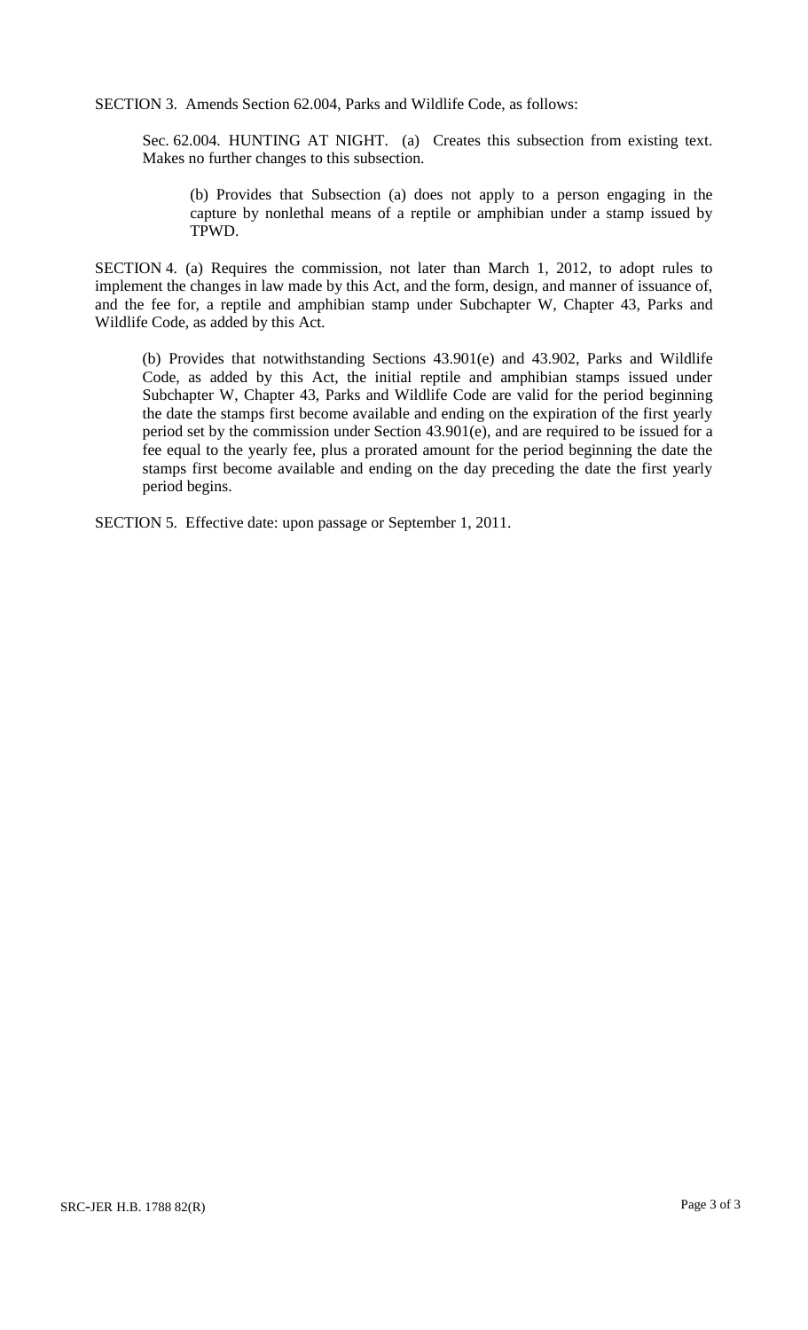SECTION 3. Amends Section 62.004, Parks and Wildlife Code, as follows:

Sec. 62.004. HUNTING AT NIGHT. (a) Creates this subsection from existing text. Makes no further changes to this subsection.

(b) Provides that Subsection (a) does not apply to a person engaging in the capture by nonlethal means of a reptile or amphibian under a stamp issued by TPWD.

SECTION 4. (a) Requires the commission, not later than March 1, 2012, to adopt rules to implement the changes in law made by this Act, and the form, design, and manner of issuance of, and the fee for, a reptile and amphibian stamp under Subchapter W, Chapter 43, Parks and Wildlife Code, as added by this Act.

(b) Provides that notwithstanding Sections 43.901(e) and 43.902, Parks and Wildlife Code, as added by this Act, the initial reptile and amphibian stamps issued under Subchapter W, Chapter 43, Parks and Wildlife Code are valid for the period beginning the date the stamps first become available and ending on the expiration of the first yearly period set by the commission under Section 43.901(e), and are required to be issued for a fee equal to the yearly fee, plus a prorated amount for the period beginning the date the stamps first become available and ending on the day preceding the date the first yearly period begins.

SECTION 5. Effective date: upon passage or September 1, 2011.